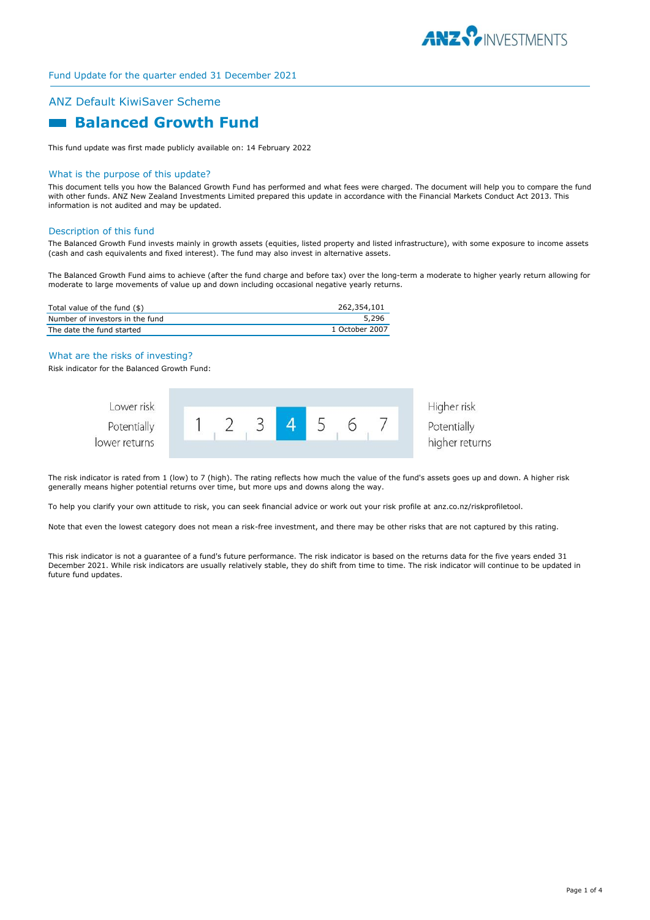Fund Update for the quarter ended 31 December 2021

## ANZ Default KiwiSaver Scheme

# Balanced Growth Fund

This fund update was first made publicly available on: 14 February 2022

## What is the purpose of this update?

This document tells you how the Balanced Growth Fund has performed and what fees were charged. The document will help you to compare the fund with other funds. ANZ New Zealand Investments Limited prepared this update in accordance with the Financial Markets Conduct Act 2013. This information is not audited and may be updated.

## Description of this fund

The Balanced Growth Fund invests mainly in growth assets (equities, listed property and listed infrastructure), with some exposure to income assets (cash and cash equivalents and fixed interest). The fund may also invest in alternative assets.

The Balanced Growth Fund aims to achieve (after the fund charge and before tax) over the long-term a moderate to higher yearly return allowing for moderate to large movements of value up and down including occasional negative yearly returns.

| | |
|---|---|
| Total value of the fund ($) | 262,354,101 |
| Number of investors in the fund | 5,296 |
| The date the fund started | 1 October 2007 |

## What are the risks of investing?

Risk indicator for the Balanced Growth Fund:

| Lower risk<br>Potentially lower returns | 1 | 2 | 3 | **4** | 5 | 6 | 7 | Higher risk<br>Potentially higher returns |
|---|---|---|---|---|---|---|---|---|

The risk indicator is rated from 1 (low) to 7 (high). The rating reflects how much the value of the fund's assets goes up and down. A higher risk generally means higher potential returns over time, but more ups and downs along the way.

To help you clarify your own attitude to risk, you can seek financial advice or work out your risk profile at anz.co.nz/riskprofiletool.

Note that even the lowest category does not mean a risk-free investment, and there may be other risks that are not captured by this rating.

This risk indicator is not a guarantee of a fund's future performance. The risk indicator is based on the returns data for the five years ended 31 December 2021. While risk indicators are usually relatively stable, they do shift from time to time. The risk indicator will continue to be updated in future fund updates.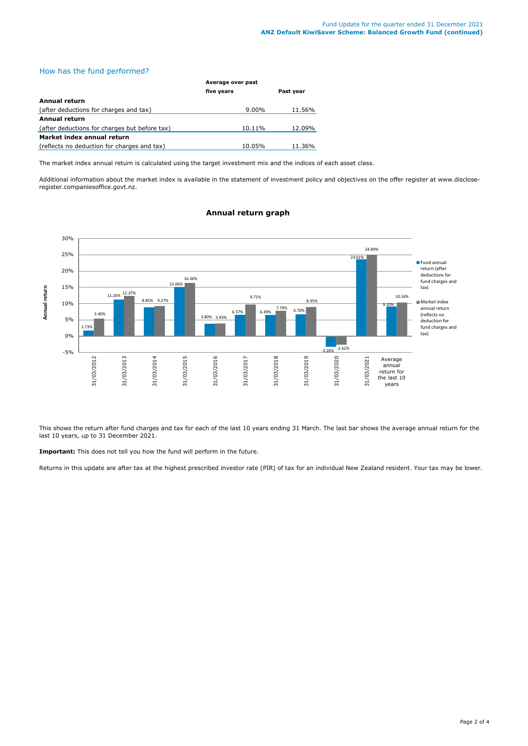## How has the fund performed?

| | Average over past five years | Past year |
|---|---|---|
| **Annual return** | | |
| (after deductions for charges and tax) | 9.00% | 11.56% |
| **Annual return** | | |
| (after deductions for charges but before tax) | 10.11% | 12.09% |
| **Market index annual return** | | |
| (reflects no deduction for charges and tax) | 10.05% | 11.36% |

The market index annual return is calculated using the target investment mix and the indices of each asset class.

Additional information about the market index is available in the statement of investment policy and objectives on the offer register at www.disclose-register.companiesoffice.govt.nz.

### Annual return graph

| | Fund annual return (after deductions for fund charges and tax) | Market index annual return (reflects no deduction for fund charges and tax) |
|---|---|---|
| 31/03/2012 | 1.73% | 5.40% |
| 31/03/2013 | 11.26% | 12.37% |
| 31/03/2014 | 8.85% | 9.27% |
| 31/03/2015 | 15.06% | 16.36% |
| 31/03/2016 | 3.80% | 3.93% |
| 31/03/2017 | 6.57% | 9.71% |
| 31/03/2018 | 6.49% | 7.79% |
| 31/03/2019 | 6.70% | 8.95% |
| 31/03/2020 | -3.26% | -2.62% |
| 31/03/2021 | 23.61% | 24.89% |
| Average annual return for the last 10 years | 9.10% | 10.34% |

This shows the return after fund charges and tax for each of the last 10 years ending 31 March. The last bar shows the average annual return for the last 10 years, up to 31 December 2021.

**Important:** This does not tell you how the fund will perform in the future.

Returns in this update are after tax at the highest prescribed investor rate (PIR) of tax for an individual New Zealand resident. Your tax may be lower.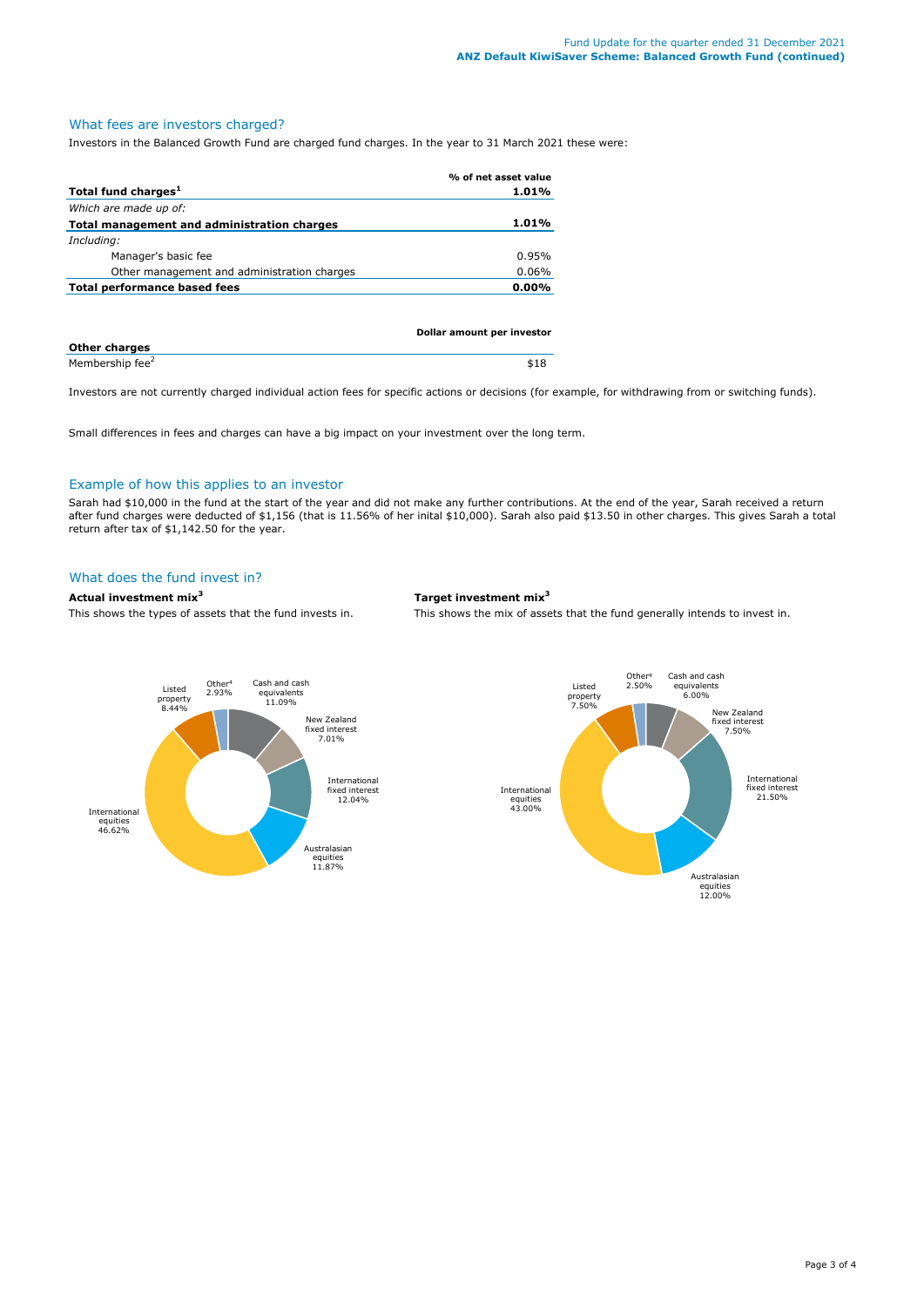## What fees are investors charged?

Investors in the Balanced Growth Fund are charged fund charges. In the year to 31 March 2021 these were:

| | % of net asset value |
|---|---|
| **Total fund charges[1]** | **1.01%** |
| *Which are made up of:* | |
| **Total management and administration charges** | **1.01%** |
| *Including:* | |
| Manager's basic fee | 0.95% |
| Other management and administration charges | 0.06% |
| **Total performance based fees** | **0.00%** |

| **Other charges** | **Dollar amount per investor** |
|---|---|
| Membership fee[2] | $18 |

Investors are not currently charged individual action fees for specific actions or decisions (for example, for withdrawing from or switching funds).

Small differences in fees and charges can have a big impact on your investment over the long term.

## Example of how this applies to an investor

Sarah had $10,000 in the fund at the start of the year and did not make any further contributions. At the end of the year, Sarah received a return after fund charges were deducted of $1,156 (that is 11.56% of her inital $10,000). Sarah also paid $13.50 in other charges. This gives Sarah a total return after tax of $1,142.50 for the year.

## What does the fund invest in?

**Actual investment mix[3]**

This shows the types of assets that the fund invests in.

| Asset | % |
|---|---|
| Cash and cash equivalents | 11.09% |
| New Zealand fixed interest | 7.01% |
| International fixed interest | 12.04% |
| Australasian equities | 11.87% |
| International equities | 46.62% |
| Listed property | 8.44% |
| Other[4] | 2.93% |

**Target investment mix[3]**

This shows the mix of assets that the fund generally intends to invest in.

| Asset | % |
|---|---|
| Cash and cash equivalents | 6.00% |
| New Zealand fixed interest | 7.50% |
| International fixed interest | 21.50% |
| Australasian equities | 12.00% |
| International equities | 43.00% |
| Listed property | 7.50% |
| Other[4] | 2.50% |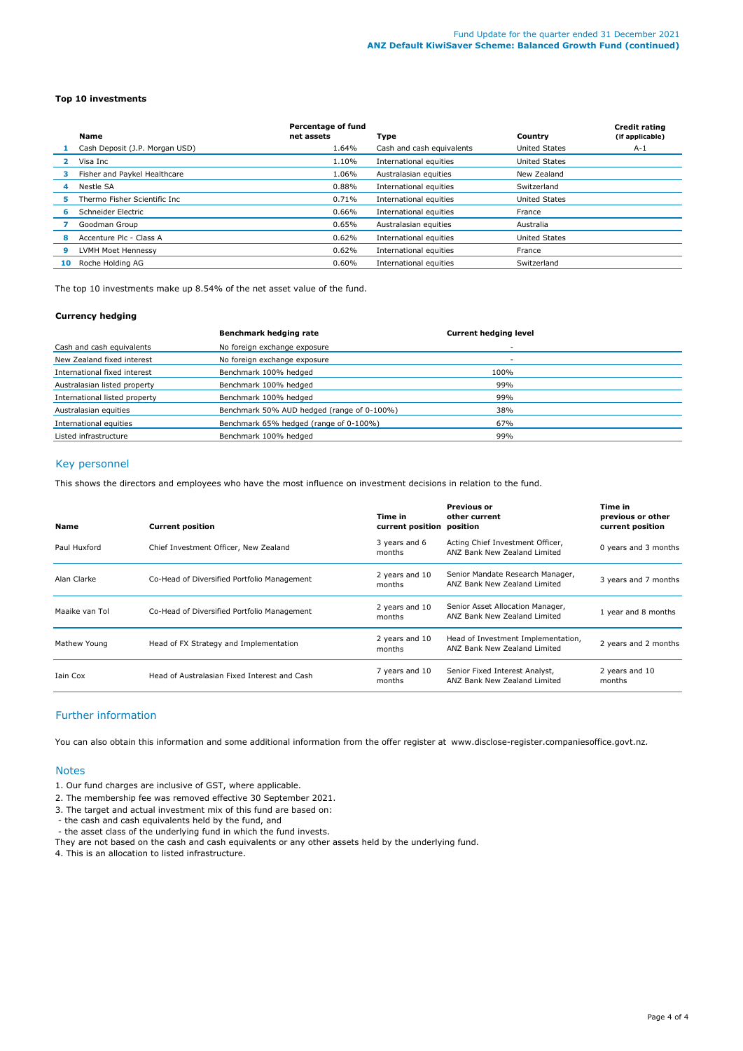### Top 10 investments

| | Name | Percentage of fund net assets | Type | Country | Credit rating (if applicable) |
|---|---|---|---|---|---|
| 1 | Cash Deposit (J.P. Morgan USD) | 1.64% | Cash and cash equivalents | United States | A-1 |
| 2 | Visa Inc | 1.10% | International equities | United States | |
| 3 | Fisher and Paykel Healthcare | 1.06% | Australasian equities | New Zealand | |
| 4 | Nestle SA | 0.88% | International equities | Switzerland | |
| 5 | Thermo Fisher Scientific Inc | 0.71% | International equities | United States | |
| 6 | Schneider Electric | 0.66% | International equities | France | |
| 7 | Goodman Group | 0.65% | Australasian equities | Australia | |
| 8 | Accenture Plc - Class A | 0.62% | International equities | United States | |
| 9 | LVMH Moet Hennessy | 0.62% | International equities | France | |
| 10 | Roche Holding AG | 0.60% | International equities | Switzerland | |

The top 10 investments make up 8.54% of the net asset value of the fund.

### Currency hedging

| | Benchmark hedging rate | Current hedging level |
|---|---|---|
| Cash and cash equivalents | No foreign exchange exposure | - |
| New Zealand fixed interest | No foreign exchange exposure | - |
| International fixed interest | Benchmark 100% hedged | 100% |
| Australasian listed property | Benchmark 100% hedged | 99% |
| International listed property | Benchmark 100% hedged | 99% |
| Australasian equities | Benchmark 50% AUD hedged (range of 0-100%) | 38% |
| International equities | Benchmark 65% hedged (range of 0-100%) | 67% |
| Listed infrastructure | Benchmark 100% hedged | 99% |

## Key personnel

This shows the directors and employees who have the most influence on investment decisions in relation to the fund.

| Name | Current position | Time in current position | Previous or other current position | Time in previous or other current position |
|---|---|---|---|---|
| Paul Huxford | Chief Investment Officer, New Zealand | 3 years and 6 months | Acting Chief Investment Officer, ANZ Bank New Zealand Limited | 0 years and 3 months |
| Alan Clarke | Co-Head of Diversified Portfolio Management | 2 years and 10 months | Senior Mandate Research Manager, ANZ Bank New Zealand Limited | 3 years and 7 months |
| Maaike van Tol | Co-Head of Diversified Portfolio Management | 2 years and 10 months | Senior Asset Allocation Manager, ANZ Bank New Zealand Limited | 1 year and 8 months |
| Mathew Young | Head of FX Strategy and Implementation | 2 years and 10 months | Head of Investment Implementation, ANZ Bank New Zealand Limited | 2 years and 2 months |
| Iain Cox | Head of Australasian Fixed Interest and Cash | 7 years and 10 months | Senior Fixed Interest Analyst, ANZ Bank New Zealand Limited | 2 years and 10 months |

## Further information

You can also obtain this information and some additional information from the offer register at www.disclose-register.companiesoffice.govt.nz.

## Notes

1. Our fund charges are inclusive of GST, where applicable.
2. The membership fee was removed effective 30 September 2021.
3. The target and actual investment mix of this fund are based on:
 - the cash and cash equivalents held by the fund, and
 - the asset class of the underlying fund in which the fund invests.

They are not based on the cash and cash equivalents or any other assets held by the underlying fund.

4. This is an allocation to listed infrastructure.